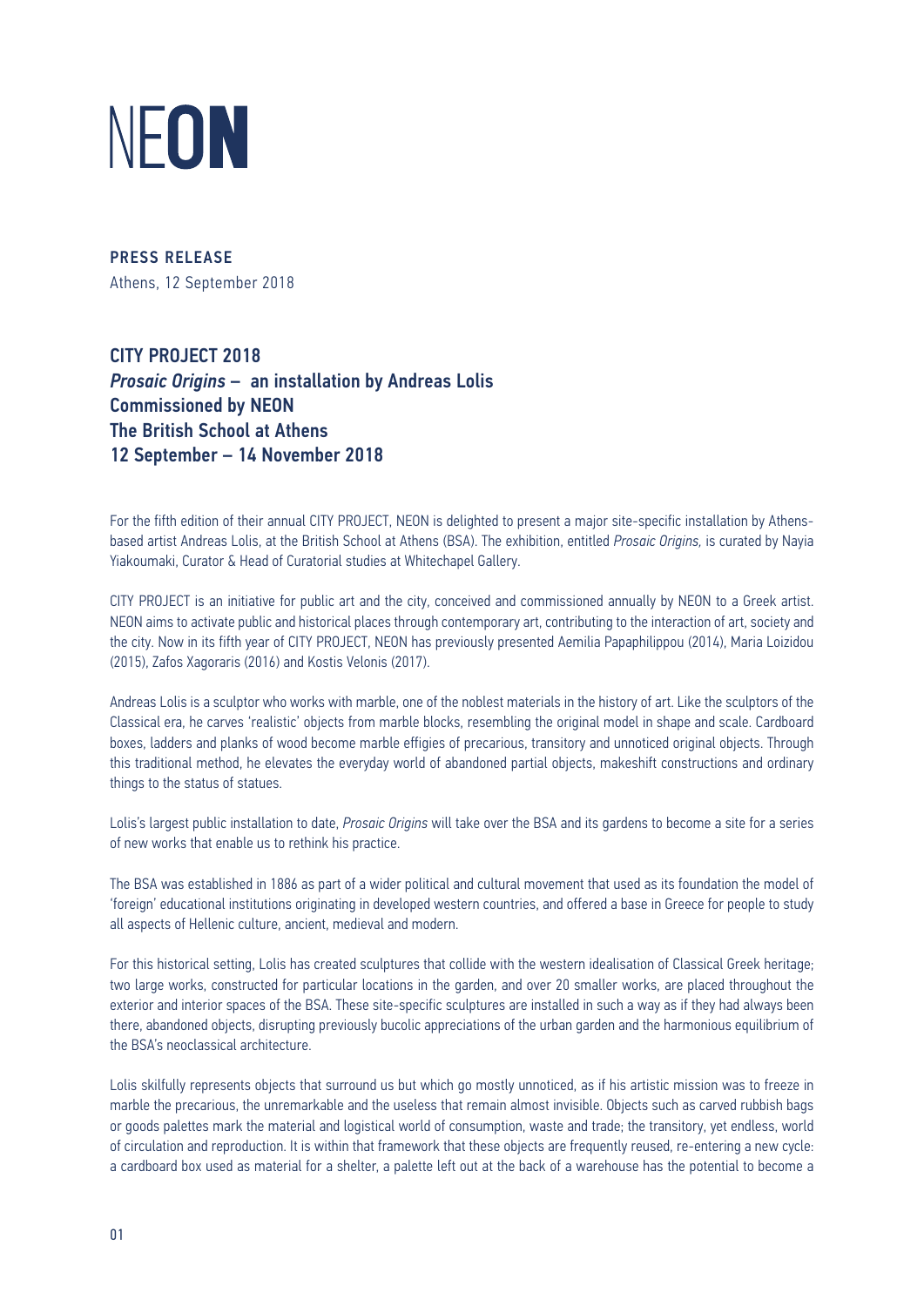# NEON

**PRESS RELEASE**
Athens, 12 September 2018

## CITY PROJECT 2018
## *Prosaic Origins* – an installation by Andreas Lolis
## Commissioned by NEON
## The British School at Athens
## 12 September – 14 November 2018

For the fifth edition of their annual CITY PROJECT, NEON is delighted to present a major site-specific installation by Athens-based artist Andreas Lolis, at the British School at Athens (BSA). The exhibition, entitled *Prosaic Origins,* is curated by Nayia Yiakoumaki, Curator & Head of Curatorial studies at Whitechapel Gallery.

CITY PROJECT is an initiative for public art and the city, conceived and commissioned annually by NEON to a Greek artist. NEON aims to activate public and historical places through contemporary art, contributing to the interaction of art, society and the city. Now in its fifth year of CITY PROJECT, NEON has previously presented Aemilia Papaphilippou (2014), Maria Loizidou (2015), Zafos Xagoraris (2016) and Kostis Velonis (2017).

Andreas Lolis is a sculptor who works with marble, one of the noblest materials in the history of art. Like the sculptors of the Classical era, he carves 'realistic' objects from marble blocks, resembling the original model in shape and scale. Cardboard boxes, ladders and planks of wood become marble effigies of precarious, transitory and unnoticed original objects. Through this traditional method, he elevates the everyday world of abandoned partial objects, makeshift constructions and ordinary things to the status of statues.

Lolis's largest public installation to date, *Prosaic Origins* will take over the BSA and its gardens to become a site for a series of new works that enable us to rethink his practice.

The BSA was established in 1886 as part of a wider political and cultural movement that used as its foundation the model of 'foreign' educational institutions originating in developed western countries, and offered a base in Greece for people to study all aspects of Hellenic culture, ancient, medieval and modern.

For this historical setting, Lolis has created sculptures that collide with the western idealisation of Classical Greek heritage; two large works, constructed for particular locations in the garden, and over 20 smaller works, are placed throughout the exterior and interior spaces of the BSA. These site-specific sculptures are installed in such a way as if they had always been there, abandoned objects, disrupting previously bucolic appreciations of the urban garden and the harmonious equilibrium of the BSA's neoclassical architecture.

Lolis skilfully represents objects that surround us but which go mostly unnoticed, as if his artistic mission was to freeze in marble the precarious, the unremarkable and the useless that remain almost invisible. Objects such as carved rubbish bags or goods palettes mark the material and logistical world of consumption, waste and trade; the transitory, yet endless, world of circulation and reproduction. It is within that framework that these objects are frequently reused, re-entering a new cycle: a cardboard box used as material for a shelter, a palette left out at the back of a warehouse has the potential to become a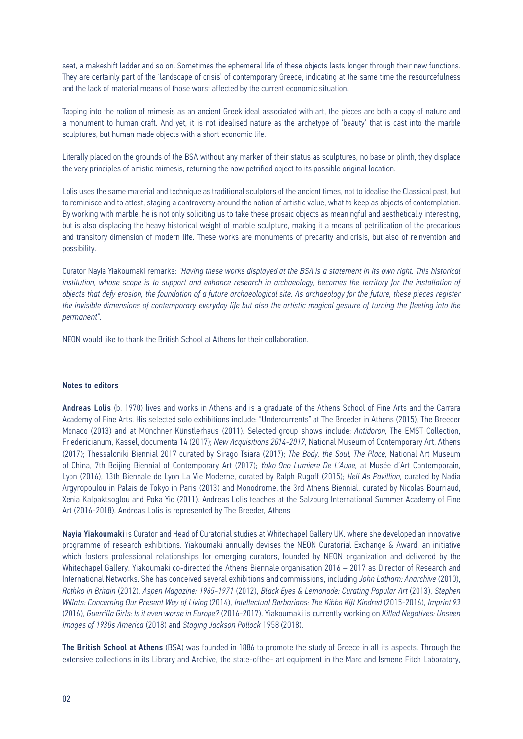seat, a makeshift ladder and so on. Sometimes the ephemeral life of these objects lasts longer through their new functions. They are certainly part of the 'landscape of crisis' of contemporary Greece, indicating at the same time the resourcefulness and the lack of material means of those worst affected by the current economic situation.

Tapping into the notion of mimesis as an ancient Greek ideal associated with art, the pieces are both a copy of nature and a monument to human craft. And yet, it is not idealised nature as the archetype of 'beauty' that is cast into the marble sculptures, but human made objects with a short economic life.

Literally placed on the grounds of the BSA without any marker of their status as sculptures, no base or plinth, they displace the very principles of artistic mimesis, returning the now petrified object to its possible original location.

Lolis uses the same material and technique as traditional sculptors of the ancient times, not to idealise the Classical past, but to reminisce and to attest, staging a controversy around the notion of artistic value, what to keep as objects of contemplation. By working with marble, he is not only soliciting us to take these prosaic objects as meaningful and aesthetically interesting, but is also displacing the heavy historical weight of marble sculpture, making it a means of petrification of the precarious and transitory dimension of modern life. These works are monuments of precarity and crisis, but also of reinvention and possibility.

Curator Nayia Yiakoumaki remarks: *"Having these works displayed at the BSA is a statement in its own right. This historical institution, whose scope is to support and enhance research in archaeology, becomes the territory for the installation of objects that defy erosion, the foundation of a future archaeological site. As archaeology for the future, these pieces register the invisible dimensions of contemporary everyday life but also the artistic magical gesture of turning the fleeting into the permanent".*

NEON would like to thank the British School at Athens for their collaboration.

### Notes to editors

**Andreas Lolis** (b. 1970) lives and works in Athens and is a graduate of the Athens School of Fine Arts and the Carrara Academy of Fine Arts. His selected solo exhibitions include: "Undercurrents" at The Breeder in Athens (2015), The Breeder Monaco (2013) and at Münchner Künstlerhaus (2011). Selected group shows include: *Antidoron,* The EMST Collection, Friedericianum, Kassel, documenta 14 (2017); *New Acquisitions 2014-2017,* National Museum of Contemporary Art, Athens (2017); Thessaloniki Biennial 2017 curated by Sirago Tsiara (2017); *The Body, the Soul, The Place,* National Art Museum of China, 7th Beijing Biennial of Contemporary Art (2017); *Yoko Ono Lumiere De L'Aube,* at Musée d'Art Contemporain, Lyon (2016), 13th Biennale de Lyon La Vie Moderne, curated by Ralph Rugoff (2015); *Hell As Pavillion,* curated by Nadia Argyropoulou in Palais de Tokyo in Paris (2013) and Monodrome, the 3rd Athens Biennial, curated by Nicolas Bourriaud, Xenia Kalpaktsoglou and Poka Yio (2011). Andreas Lolis teaches at the Salzburg International Summer Academy of Fine Art (2016-2018). Andreas Lolis is represented by The Breeder, Athens

**Nayia Yiakoumaki** is Curator and Head of Curatorial studies at Whitechapel Gallery UK, where she developed an innovative programme of research exhibitions. Yiakoumaki annually devises the NEON Curatorial Exchange & Award, an initiative which fosters professional relationships for emerging curators, founded by NEON organization and delivered by the Whitechapel Gallery. Yiakoumaki co-directed the Athens Biennale organisation 2016 – 2017 as Director of Research and International Networks. She has conceived several exhibitions and commissions, including *John Latham: Anarchive* (2010), *Rothko in Britain* (2012), *Aspen Magazine: 1965-1971* (2012), *Black Eyes & Lemonade: Curating Popular Art* (2013), *Stephen Willats: Concerning Our Present Way of Living* (2014), *Intellectual Barbarians: The Kibbo Kift Kindred* (2015-2016), *Imprint 93* (2016), *Guerrilla Girls: Is it even worse in Europe?* (2016-2017). Yiakoumaki is currently working on *Killed Negatives: Unseen Images of 1930s America* (2018) and *Staging Jackson Pollock* 1958 (2018).

**The British School at Athens** (BSA) was founded in 1886 to promote the study of Greece in all its aspects. Through the extensive collections in its Library and Archive, the state-ofthe- art equipment in the Marc and Ismene Fitch Laboratory,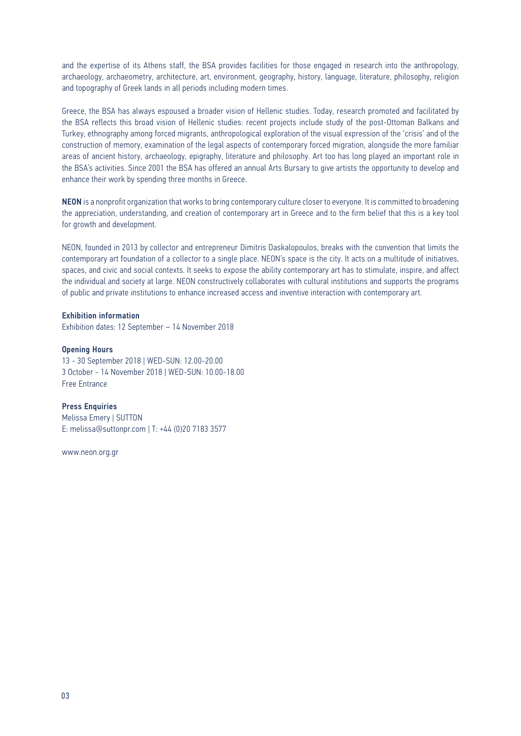and the expertise of its Athens staff, the BSA provides facilities for those engaged in research into the anthropology, archaeology, archaeometry, architecture, art, environment, geography, history, language, literature, philosophy, religion and topography of Greek lands in all periods including modern times.

Greece, the BSA has always espoused a broader vision of Hellenic studies. Today, research promoted and facilitated by the BSA reflects this broad vision of Hellenic studies: recent projects include study of the post-Ottoman Balkans and Turkey, ethnography among forced migrants, anthropological exploration of the visual expression of the 'crisis' and of the construction of memory, examination of the legal aspects of contemporary forced migration, alongside the more familiar areas of ancient history, archaeology, epigraphy, literature and philosophy. Art too has long played an important role in the BSA's activities. Since 2001 the BSA has offered an annual Arts Bursary to give artists the opportunity to develop and enhance their work by spending three months in Greece.

**NEON** is a nonprofit organization that works to bring contemporary culture closer to everyone. It is committed to broadening the appreciation, understanding, and creation of contemporary art in Greece and to the firm belief that this is a key tool for growth and development.

NEON, founded in 2013 by collector and entrepreneur Dimitris Daskalopoulos, breaks with the convention that limits the contemporary art foundation of a collector to a single place. NEON's space is the city. It acts on a multitude of initiatives, spaces, and civic and social contexts. It seeks to expose the ability contemporary art has to stimulate, inspire, and affect the individual and society at large. NEON constructively collaborates with cultural institutions and supports the programs of public and private institutions to enhance increased access and inventive interaction with contemporary art.

**Exhibition information**
Exhibition dates: 12 September – 14 November 2018

**Opening Hours**
13 - 30 September 2018 | WED-SUN: 12.00-20.00
3 October - 14 November 2018 | WED-SUN: 10.00-18.00
Free Entrance

**Press Enquiries**
Melissa Emery | SUTTON
E: melissa@suttonpr.com | T: +44 (0)20 7183 3577

www.neon.org.gr